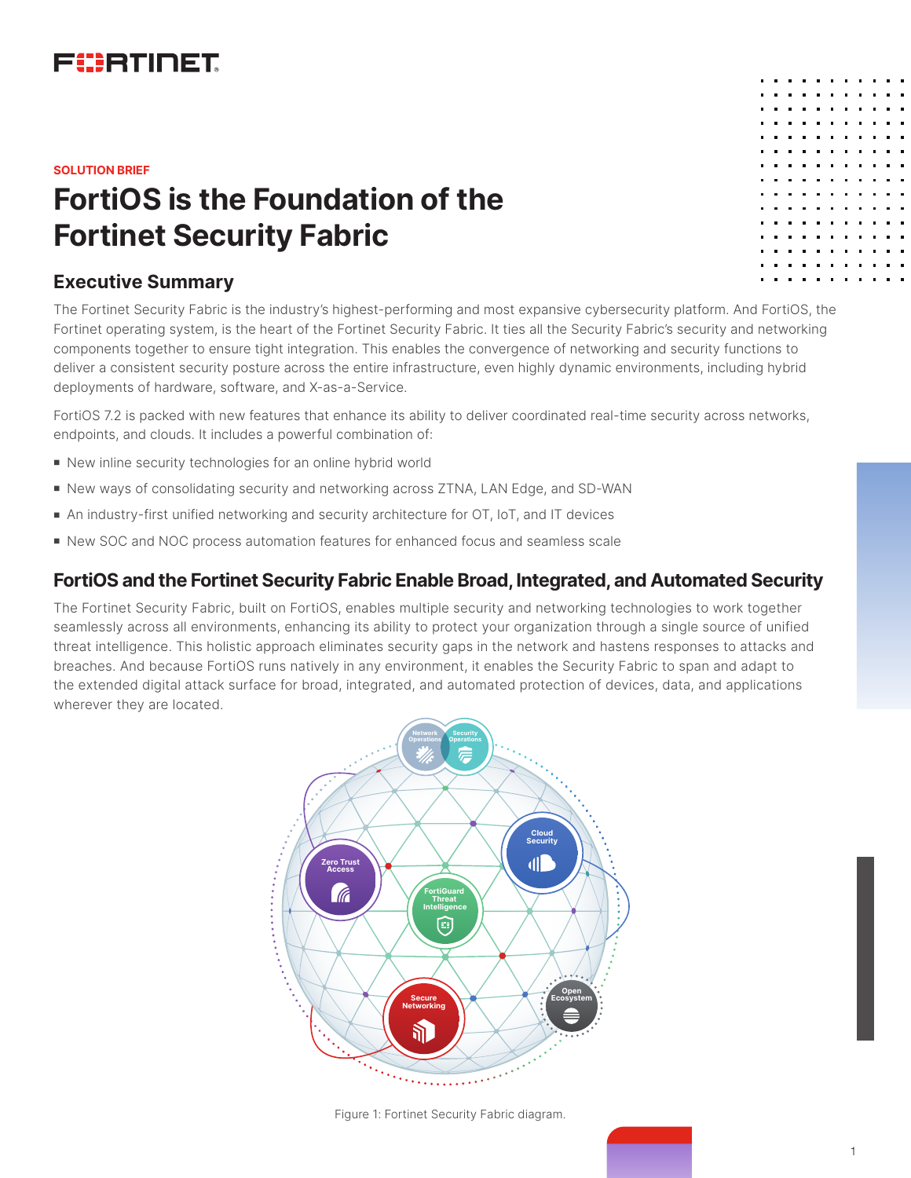SOLUTION BRIEF

# FortiOS is the Foundation of the Fortinet Security Fabric

## Executive Summary

The Fortinet Security Fabric is the industry's highest-performing and most expansive cybersecurity platform. And FortiOS, the Fortinet operating system, is the heart of the Fortinet Security Fabric. It ties all the Security Fabric's security and networking components together to ensure tight integration. This enables the convergence of networking and security functions to deliver a consistent security posture across the entire infrastructure, even highly dynamic environments, including hybrid deployments of hardware, software, and X-as-a-Service.

FortiOS 7.2 is packed with new features that enhance its ability to deliver coordinated real-time security across networks, endpoints, and clouds. It includes a powerful combination of:

- New inline security technologies for an online hybrid world
- New ways of consolidating security and networking across ZTNA, LAN Edge, and SD-WAN
- An industry-first unified networking and security architecture for OT, IoT, and IT devices
- New SOC and NOC process automation features for enhanced focus and seamless scale

## FortiOS and the Fortinet Security Fabric Enable Broad, Integrated, and Automated Security

The Fortinet Security Fabric, built on FortiOS, enables multiple security and networking technologies to work together seamlessly across all environments, enhancing its ability to protect your organization through a single source of unified threat intelligence. This holistic approach eliminates security gaps in the network and hastens responses to attacks and breaches. And because FortiOS runs natively in any environment, it enables the Security Fabric to span and adapt to the extended digital attack surface for broad, integrated, and automated protection of devices, data, and applications wherever they are located.

Figure 1: Fortinet Security Fabric diagram.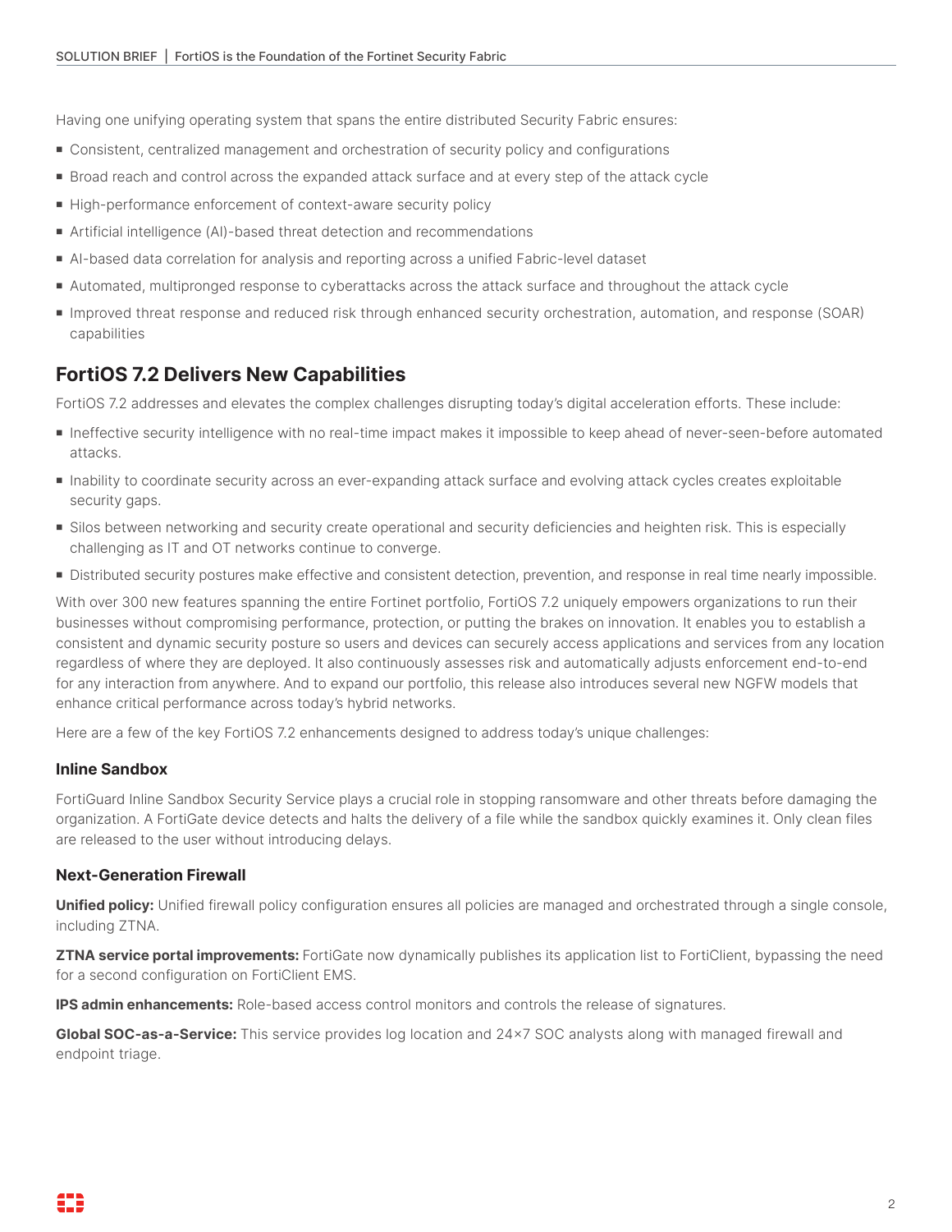Having one unifying operating system that spans the entire distributed Security Fabric ensures:

- Consistent, centralized management and orchestration of security policy and configurations
- Broad reach and control across the expanded attack surface and at every step of the attack cycle
- High-performance enforcement of context-aware security policy
- Artificial intelligence (AI)-based threat detection and recommendations
- AI-based data correlation for analysis and reporting across a unified Fabric-level dataset
- Automated, multipronged response to cyberattacks across the attack surface and throughout the attack cycle
- Improved threat response and reduced risk through enhanced security orchestration, automation, and response (SOAR) capabilities

## FortiOS 7.2 Delivers New Capabilities

FortiOS 7.2 addresses and elevates the complex challenges disrupting today's digital acceleration efforts. These include:

- Ineffective security intelligence with no real-time impact makes it impossible to keep ahead of never-seen-before automated attacks.
- Inability to coordinate security across an ever-expanding attack surface and evolving attack cycles creates exploitable security gaps.
- Silos between networking and security create operational and security deficiencies and heighten risk. This is especially challenging as IT and OT networks continue to converge.
- Distributed security postures make effective and consistent detection, prevention, and response in real time nearly impossible.

With over 300 new features spanning the entire Fortinet portfolio, FortiOS 7.2 uniquely empowers organizations to run their businesses without compromising performance, protection, or putting the brakes on innovation. It enables you to establish a consistent and dynamic security posture so users and devices can securely access applications and services from any location regardless of where they are deployed. It also continuously assesses risk and automatically adjusts enforcement end-to-end for any interaction from anywhere. And to expand our portfolio, this release also introduces several new NGFW models that enhance critical performance across today's hybrid networks.

Here are a few of the key FortiOS 7.2 enhancements designed to address today's unique challenges:

### Inline Sandbox

FortiGuard Inline Sandbox Security Service plays a crucial role in stopping ransomware and other threats before damaging the organization. A FortiGate device detects and halts the delivery of a file while the sandbox quickly examines it. Only clean files are released to the user without introducing delays.

### Next-Generation Firewall

**Unified policy:** Unified firewall policy configuration ensures all policies are managed and orchestrated through a single console, including ZTNA.

**ZTNA service portal improvements:** FortiGate now dynamically publishes its application list to FortiClient, bypassing the need for a second configuration on FortiClient EMS.

**IPS admin enhancements:** Role-based access control monitors and controls the release of signatures.

**Global SOC-as-a-Service:** This service provides log location and 24×7 SOC analysts along with managed firewall and endpoint triage.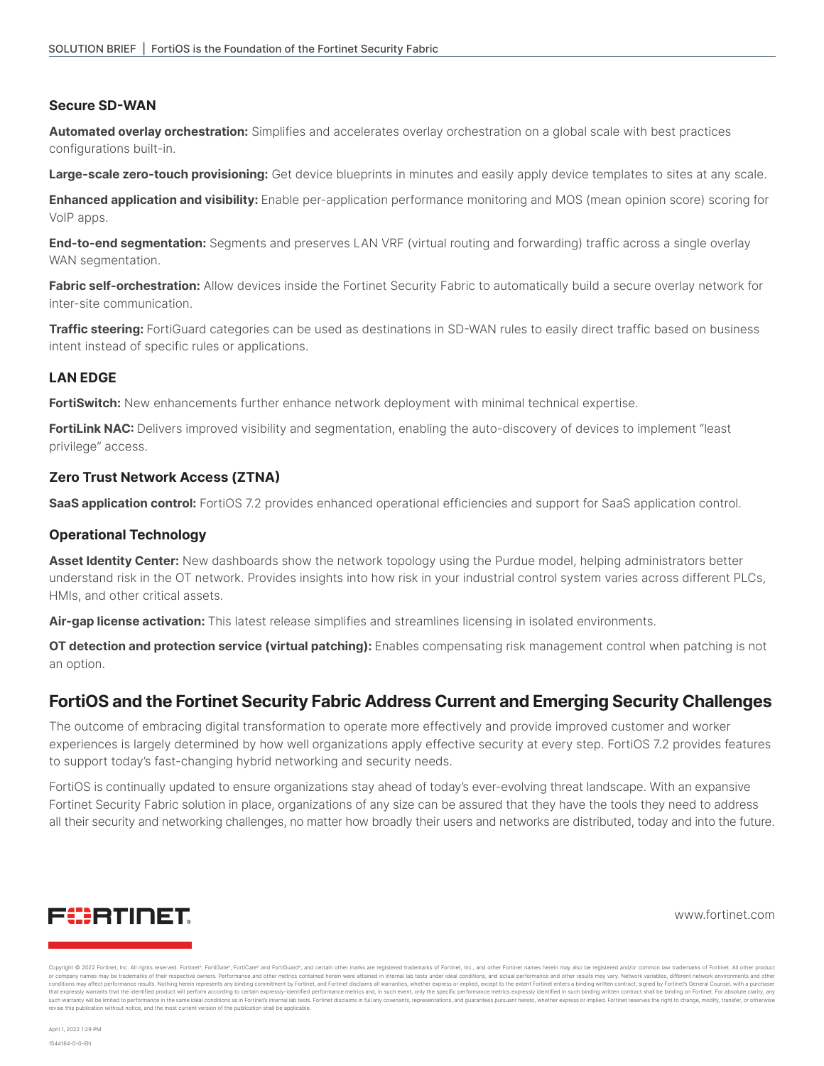### Secure SD-WAN

**Automated overlay orchestration:** Simplifies and accelerates overlay orchestration on a global scale with best practices configurations built-in.

**Large-scale zero-touch provisioning:** Get device blueprints in minutes and easily apply device templates to sites at any scale.

**Enhanced application and visibility:** Enable per-application performance monitoring and MOS (mean opinion score) scoring for VoIP apps.

**End-to-end segmentation:** Segments and preserves LAN VRF (virtual routing and forwarding) traffic across a single overlay WAN segmentation.

**Fabric self-orchestration:** Allow devices inside the Fortinet Security Fabric to automatically build a secure overlay network for inter-site communication.

**Traffic steering:** FortiGuard categories can be used as destinations in SD-WAN rules to easily direct traffic based on business intent instead of specific rules or applications.

### LAN EDGE

**FortiSwitch:** New enhancements further enhance network deployment with minimal technical expertise.

**FortiLink NAC:** Delivers improved visibility and segmentation, enabling the auto-discovery of devices to implement "least privilege" access.

### Zero Trust Network Access (ZTNA)

**SaaS application control:** FortiOS 7.2 provides enhanced operational efficiencies and support for SaaS application control.

### Operational Technology

**Asset Identity Center:** New dashboards show the network topology using the Purdue model, helping administrators better understand risk in the OT network. Provides insights into how risk in your industrial control system varies across different PLCs, HMIs, and other critical assets.

**Air-gap license activation:** This latest release simplifies and streamlines licensing in isolated environments.

**OT detection and protection service (virtual patching):** Enables compensating risk management control when patching is not an option.

## FortiOS and the Fortinet Security Fabric Address Current and Emerging Security Challenges

The outcome of embracing digital transformation to operate more effectively and provide improved customer and worker experiences is largely determined by how well organizations apply effective security at every step. FortiOS 7.2 provides features to support today's fast-changing hybrid networking and security needs.

FortiOS is continually updated to ensure organizations stay ahead of today's ever-evolving threat landscape. With an expansive Fortinet Security Fabric solution in place, organizations of any size can be assured that they have the tools they need to address all their security and networking challenges, no matter how broadly their users and networks are distributed, today and into the future.

FORTINET

www.fortinet.com

Copyright © 2022 Fortinet, Inc. All rights reserved. Fortinet®, FortiGate®, FortiCare® and FortiGuard®, and certain other marks are registered trademarks of Fortinet, Inc., and other Fortinet names herein may also be registered and/or common law trademarks of Fortinet. All other product or company names may be trademarks of their respective owners. Performance and other metrics contained herein were attained in internal lab tests under ideal conditions, and actual performance and other results may vary. Network variables, different network environments and other conditions may affect performance results. Nothing herein represents any binding commitment by Fortinet, and Fortinet disclaims all warranties, whether express or implied, except to the extent Fortinet enters a binding written contract, signed by Fortinet's General Counsel, with a purchaser that expressly warrants that the identified product will perform according to certain expressly-identified performance metrics and, in such event, only the specific performance metrics expressly identified in such binding written contract shall be binding on Fortinet. For absolute clarity, any such warranty will be limited to performance in the same ideal conditions as in Fortinet's internal lab tests. Fortinet disclaims in full any covenants, representations, and guarantees pursuant hereto, whether express or implied. Fortinet reserves the right to change, modify, transfer, or otherwise revise this publication without notice, and the most current version of the publication shall be applicable.

April 1, 2022 1:29 PM

1544164-0-0-EN